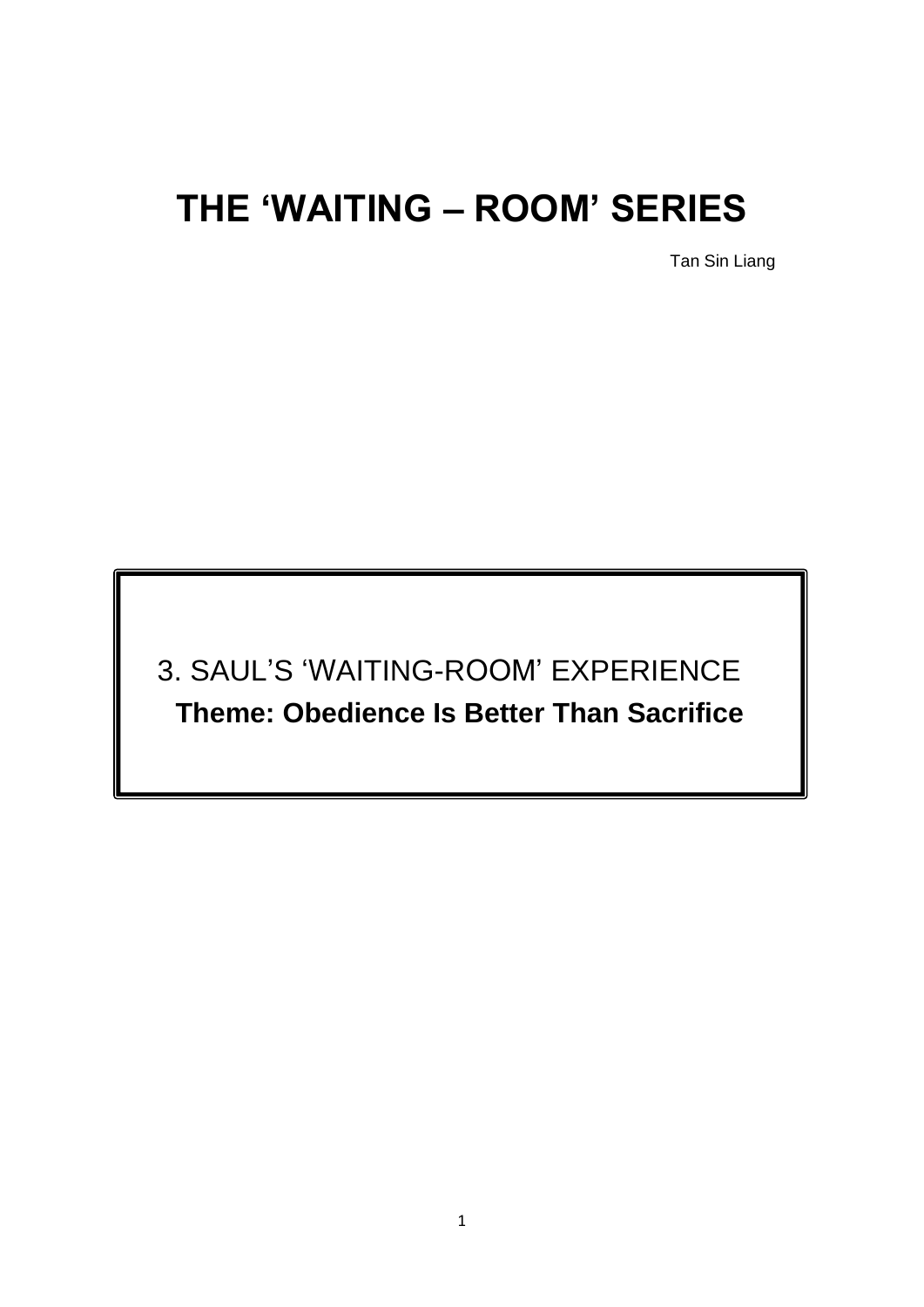# THE ‘WAITING – ROOM’ SERIES

Tan Sin Liang

## 3. SAUL’S ‘WAITING-ROOM’ EXPERIENCE

**Theme: Obedience Is Better Than Sacrifice**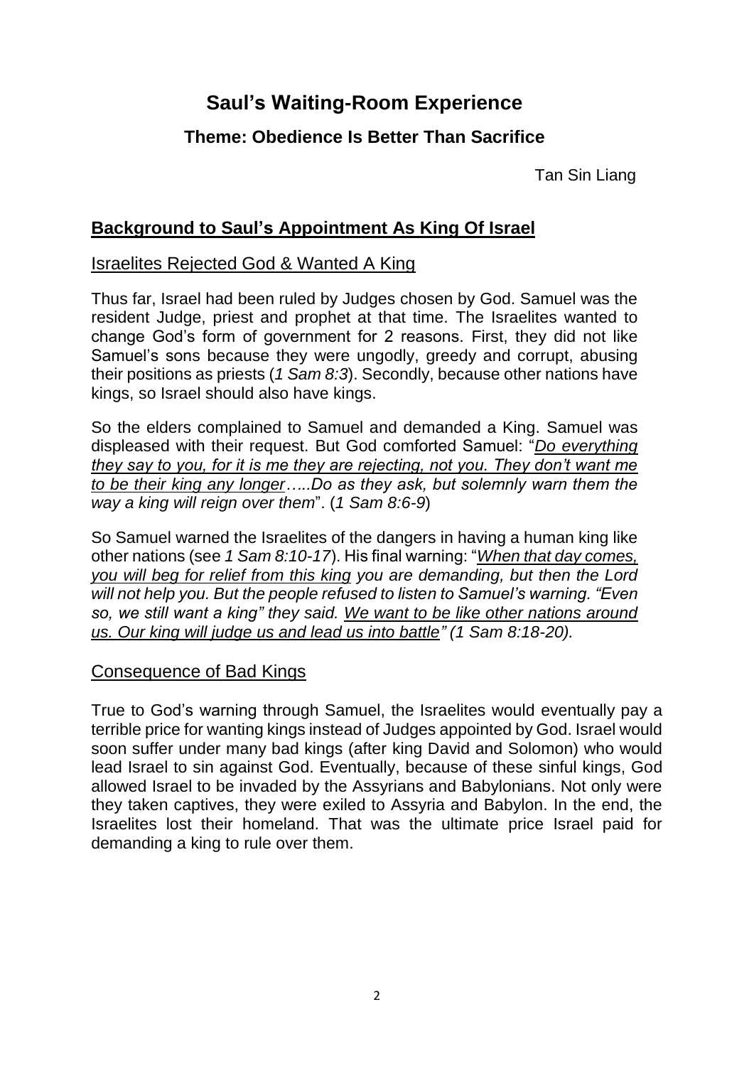# Saul's Waiting-Room Experience

## Theme: Obedience Is Better Than Sacrifice

Tan Sin Liang

## Background to Saul's Appointment As King Of Israel

### Israelites Rejected God & Wanted A King

Thus far, Israel had been ruled by Judges chosen by God. Samuel was the resident Judge, priest and prophet at that time. The Israelites wanted to change God's form of government for 2 reasons. First, they did not like Samuel's sons because they were ungodly, greedy and corrupt, abusing their positions as priests (*1 Sam 8:3*). Secondly, because other nations have kings, so Israel should also have kings.

So the elders complained to Samuel and demanded a King. Samuel was displeased with their request. But God comforted Samuel: "*Do everything they say to you, for it is me they are rejecting, not you. They don't want me to be their king any longer…..Do as they ask, but solemnly warn them the way a king will reign over them*". (*1 Sam 8:6-9*)

So Samuel warned the Israelites of the dangers in having a human king like other nations (see *1 Sam 8:10-17*). His final warning: "*When that day comes, you will beg for relief from this king you are demanding, but then the Lord will not help you. But the people refused to listen to Samuel's warning. "Even so, we still want a king" they said. We want to be like other nations around us. Our king will judge us and lead us into battle" (1 Sam 8:18-20).*

### Consequence of Bad Kings

True to God's warning through Samuel, the Israelites would eventually pay a terrible price for wanting kings instead of Judges appointed by God. Israel would soon suffer under many bad kings (after king David and Solomon) who would lead Israel to sin against God. Eventually, because of these sinful kings, God allowed Israel to be invaded by the Assyrians and Babylonians. Not only were they taken captives, they were exiled to Assyria and Babylon. In the end, the Israelites lost their homeland. That was the ultimate price Israel paid for demanding a king to rule over them.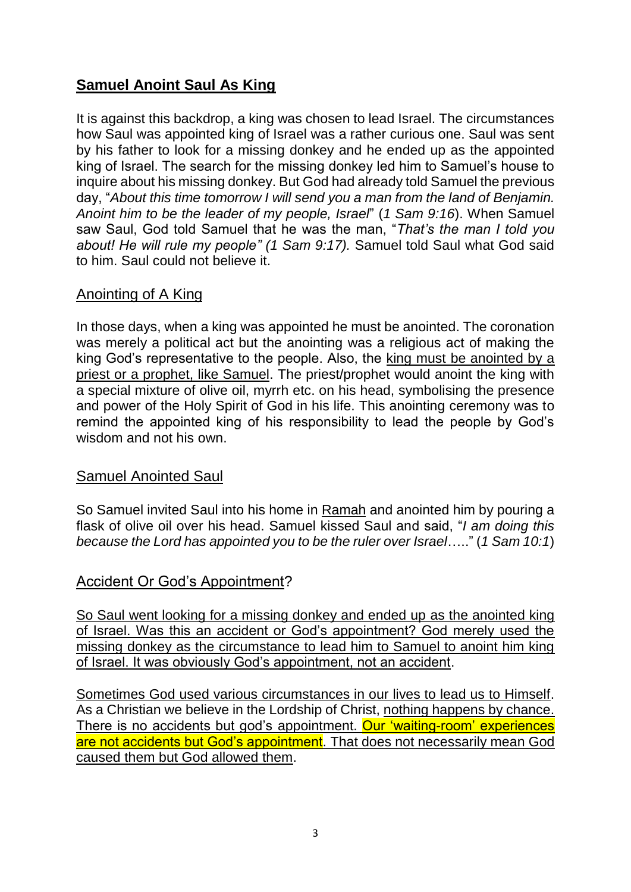## **Samuel Anoint Saul As King**

It is against this backdrop, a king was chosen to lead Israel. The circumstances how Saul was appointed king of Israel was a rather curious one. Saul was sent by his father to look for a missing donkey and he ended up as the appointed king of Israel. The search for the missing donkey led him to Samuel's house to inquire about his missing donkey. But God had already told Samuel the previous day, "*About this time tomorrow I will send you a man from the land of Benjamin. Anoint him to be the leader of my people, Israel*" (*1 Sam 9:16*). When Samuel saw Saul, God told Samuel that he was the man, "*That's the man I told you about! He will rule my people" (1 Sam 9:17).* Samuel told Saul what God said to him. Saul could not believe it.

### Anointing of A King

In those days, when a king was appointed he must be anointed. The coronation was merely a political act but the anointing was a religious act of making the king God's representative to the people. Also, the king must be anointed by a priest or a prophet, like Samuel. The priest/prophet would anoint the king with a special mixture of olive oil, myrrh etc. on his head, symbolising the presence and power of the Holy Spirit of God in his life. This anointing ceremony was to remind the appointed king of his responsibility to lead the people by God's wisdom and not his own.

### Samuel Anointed Saul

So Samuel invited Saul into his home in Ramah and anointed him by pouring a flask of olive oil over his head. Samuel kissed Saul and said, "*I am doing this because the Lord has appointed you to be the ruler over Israel*….." (*1 Sam 10:1*)

### Accident Or God's Appointment?

So Saul went looking for a missing donkey and ended up as the anointed king of Israel. Was this an accident or God's appointment? God merely used the missing donkey as the circumstance to lead him to Samuel to anoint him king of Israel. It was obviously God's appointment, not an accident.

Sometimes God used various circumstances in our lives to lead us to Himself. As a Christian we believe in the Lordship of Christ, nothing happens by chance. There is no accidents but god's appointment. Our 'waiting-room' experiences are not accidents but God's appointment. That does not necessarily mean God caused them but God allowed them.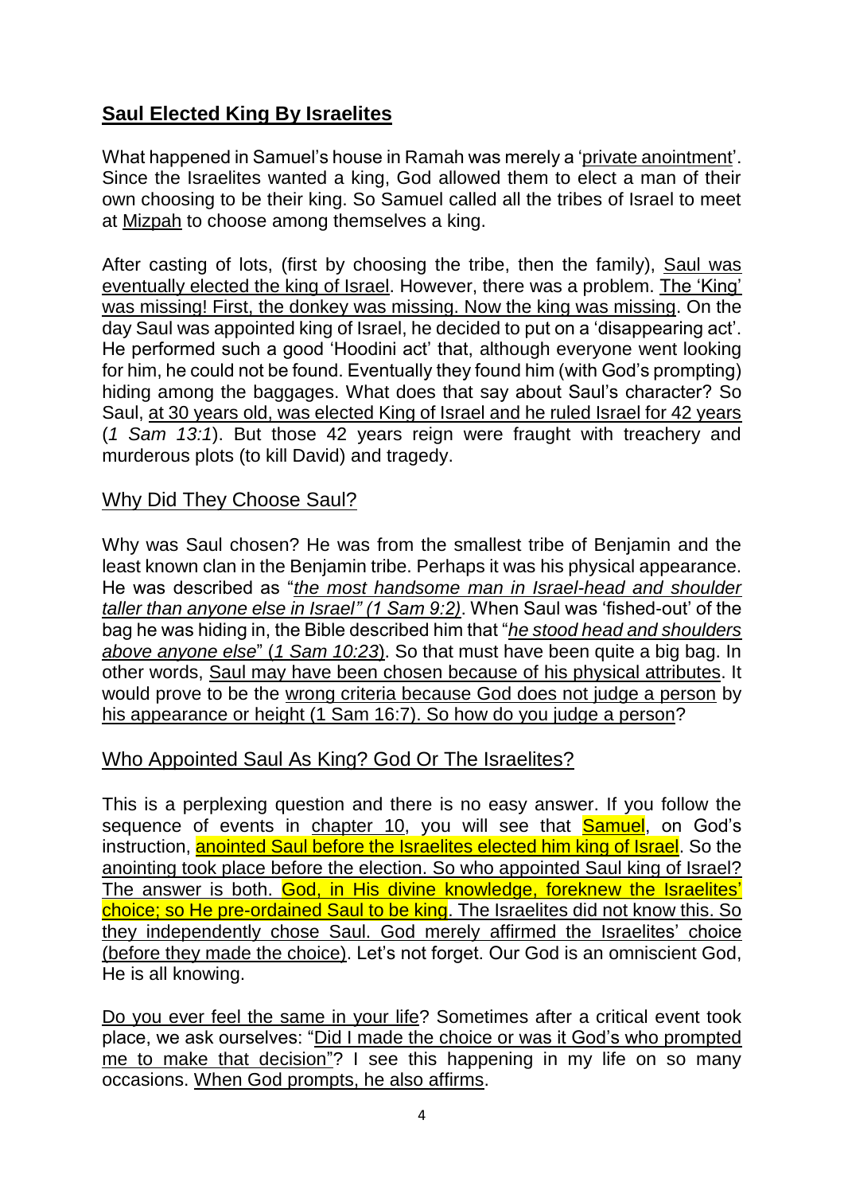## Saul Elected King By Israelites

What happened in Samuel's house in Ramah was merely a 'private anointment'. Since the Israelites wanted a king, God allowed them to elect a man of their own choosing to be their king. So Samuel called all the tribes of Israel to meet at Mizpah to choose among themselves a king.

After casting of lots, (first by choosing the tribe, then the family), Saul was eventually elected the king of Israel. However, there was a problem. The 'King' was missing! First, the donkey was missing. Now the king was missing. On the day Saul was appointed king of Israel, he decided to put on a 'disappearing act'. He performed such a good 'Hoodini act' that, although everyone went looking for him, he could not be found. Eventually they found him (with God's prompting) hiding among the baggages. What does that say about Saul's character? So Saul, at 30 years old, was elected King of Israel and he ruled Israel for 42 years (*1 Sam 13:1*). But those 42 years reign were fraught with treachery and murderous plots (to kill David) and tragedy.

### Why Did They Choose Saul?

Why was Saul chosen? He was from the smallest tribe of Benjamin and the least known clan in the Benjamin tribe. Perhaps it was his physical appearance. He was described as "*the most handsome man in Israel-head and shoulder taller than anyone else in Israel" (1 Sam 9:2)*. When Saul was 'fished-out' of the bag he was hiding in, the Bible described him that "*he stood head and shoulders above anyone else*" (*1 Sam 10:23*). So that must have been quite a big bag. In other words, Saul may have been chosen because of his physical attributes. It would prove to be the wrong criteria because God does not judge a person by his appearance or height (1 Sam 16:7). So how do you judge a person?

### Who Appointed Saul As King? God Or The Israelites?

This is a perplexing question and there is no easy answer. If you follow the sequence of events in chapter 10, you will see that Samuel, on God's instruction, anointed Saul before the Israelites elected him king of Israel. So the anointing took place before the election. So who appointed Saul king of Israel? The answer is both. God, in His divine knowledge, foreknew the Israelites' choice; so He pre-ordained Saul to be king. The Israelites did not know this. So they independently chose Saul. God merely affirmed the Israelites' choice (before they made the choice). Let's not forget. Our God is an omniscient God, He is all knowing.

Do you ever feel the same in your life? Sometimes after a critical event took place, we ask ourselves: "Did I made the choice or was it God's who prompted me to make that decision"? I see this happening in my life on so many occasions. When God prompts, he also affirms.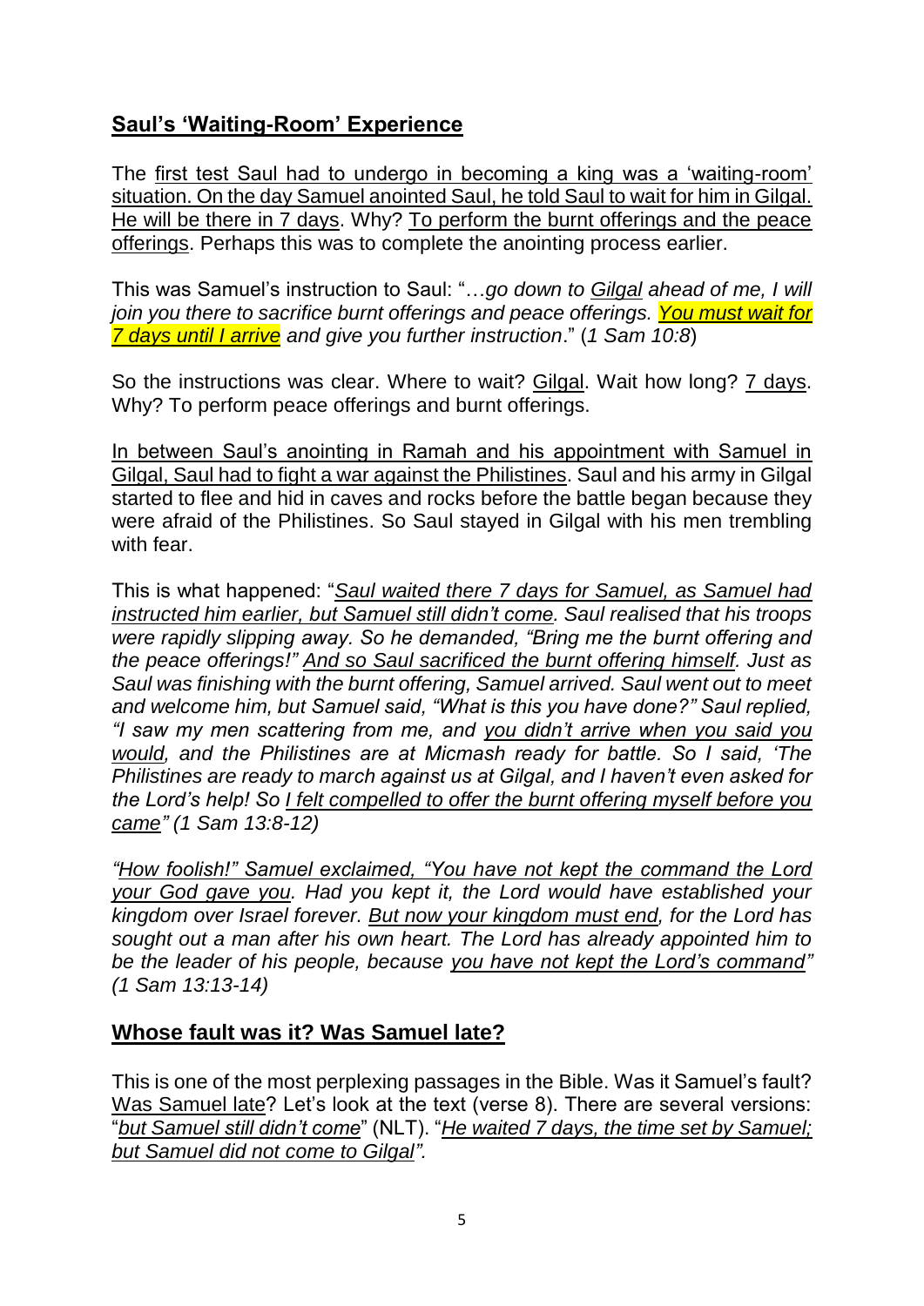## Saul's 'Waiting-Room' Experience

The first test Saul had to undergo in becoming a king was a 'waiting-room' situation. On the day Samuel anointed Saul, he told Saul to wait for him in Gilgal. He will be there in 7 days. Why? To perform the burnt offerings and the peace offerings. Perhaps this was to complete the anointing process earlier.

This was Samuel's instruction to Saul: "…*go down to Gilgal ahead of me, I will join you there to sacrifice burnt offerings and peace offerings. **You must wait for 7 days until I arrive** and give you further instruction*." (*1 Sam 10:8*)

So the instructions was clear. Where to wait? Gilgal. Wait how long? 7 days. Why? To perform peace offerings and burnt offerings.

In between Saul's anointing in Ramah and his appointment with Samuel in Gilgal, Saul had to fight a war against the Philistines. Saul and his army in Gilgal started to flee and hid in caves and rocks before the battle began because they were afraid of the Philistines. So Saul stayed in Gilgal with his men trembling with fear.

This is what happened: "*Saul waited there 7 days for Samuel, as Samuel had instructed him earlier, but Samuel still didn't come. Saul realised that his troops were rapidly slipping away. So he demanded, "Bring me the burnt offering and the peace offerings!" And so Saul sacrificed the burnt offering himself. Just as Saul was finishing with the burnt offering, Samuel arrived. Saul went out to meet and welcome him, but Samuel said, "What is this you have done?" Saul replied, "I saw my men scattering from me, and you didn't arrive when you said you would, and the Philistines are at Micmash ready for battle. So I said, 'The Philistines are ready to march against us at Gilgal, and I haven't even asked for the Lord's help! So I felt compelled to offer the burnt offering myself before you came" (1 Sam 13:8-12)*

*"How foolish!" Samuel exclaimed, "You have not kept the command the Lord your God gave you. Had you kept it, the Lord would have established your kingdom over Israel forever. But now your kingdom must end, for the Lord has sought out a man after his own heart. The Lord has already appointed him to be the leader of his people, because you have not kept the Lord's command" (1 Sam 13:13-14)*

## Whose fault was it? Was Samuel late?

This is one of the most perplexing passages in the Bible. Was it Samuel's fault? Was Samuel late? Let's look at the text (verse 8). There are several versions: "*but Samuel still didn't come*" (NLT). "*He waited 7 days, the time set by Samuel; but Samuel did not come to Gilgal".*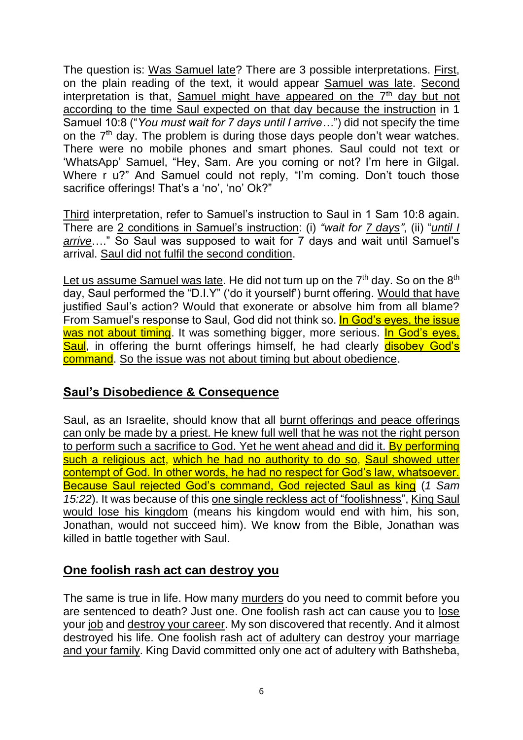The question is: Was Samuel late? There are 3 possible interpretations. First, on the plain reading of the text, it would appear Samuel was late. Second interpretation is that, Samuel might have appeared on the 7th day but not according to the time Saul expected on that day because the instruction in 1 Samuel 10:8 ("*You must wait for 7 days until I arrive…*") did not specify the time on the 7th day. The problem is during those days people don't wear watches. There were no mobile phones and smart phones. Saul could not text or 'WhatsApp' Samuel, "Hey, Sam. Are you coming or not? I'm here in Gilgal. Where r u?" And Samuel could not reply, "I'm coming. Don't touch those sacrifice offerings! That's a 'no', 'no' Ok?"

Third interpretation, refer to Samuel's instruction to Saul in 1 Sam 10:8 again. There are 2 conditions in Samuel's instruction: (i) *"wait for 7 days"*, (ii) "*until I arrive*…." So Saul was supposed to wait for 7 days and wait until Samuel's arrival. Saul did not fulfil the second condition.

Let us assume Samuel was late. He did not turn up on the 7th day. So on the 8th day, Saul performed the "D.I.Y" ('do it yourself') burnt offering. Would that have justified Saul's action? Would that exonerate or absolve him from all blame? From Samuel's response to Saul, God did not think so. In God's eyes, the issue was not about timing. It was something bigger, more serious. In God's eyes, Saul, in offering the burnt offerings himself, he had clearly disobey God's command. So the issue was not about timing but about obedience.

## Saul's Disobedience & Consequence

Saul, as an Israelite, should know that all burnt offerings and peace offerings can only be made by a priest. He knew full well that he was not the right person to perform such a sacrifice to God. Yet he went ahead and did it. By performing such a religious act, which he had no authority to do so, Saul showed utter contempt of God. In other words, he had no respect for God's law, whatsoever. Because Saul rejected God's command, God rejected Saul as king (*1 Sam 15:22*). It was because of this one single reckless act of "foolishness", King Saul would lose his kingdom (means his kingdom would end with him, his son, Jonathan, would not succeed him). We know from the Bible, Jonathan was killed in battle together with Saul.

## One foolish rash act can destroy you

The same is true in life. How many murders do you need to commit before you are sentenced to death? Just one. One foolish rash act can cause you to lose your job and destroy your career. My son discovered that recently. And it almost destroyed his life. One foolish rash act of adultery can destroy your marriage and your family. King David committed only one act of adultery with Bathsheba,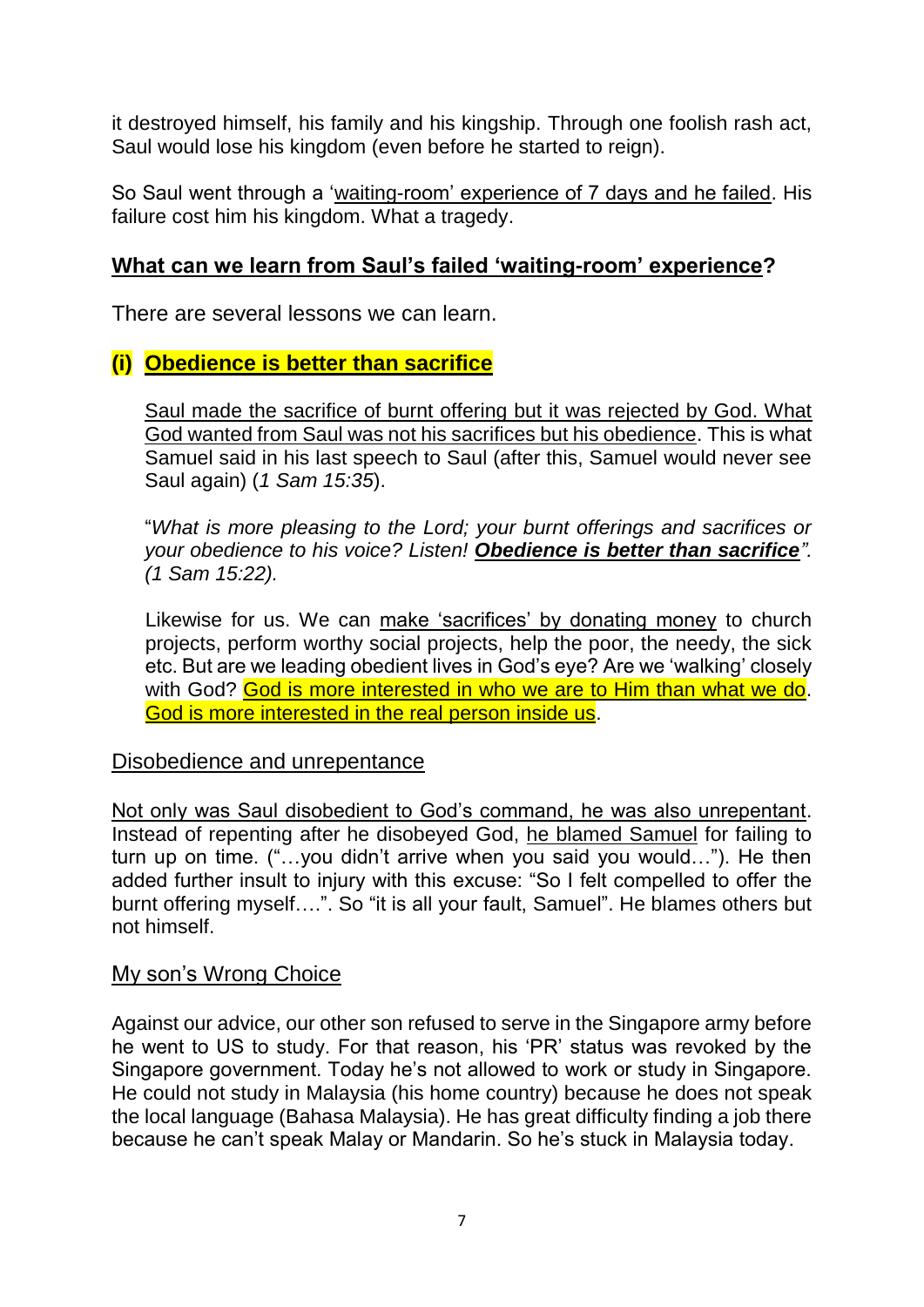it destroyed himself, his family and his kingship. Through one foolish rash act, Saul would lose his kingdom (even before he started to reign).

So Saul went through a 'waiting-room' experience of 7 days and he failed. His failure cost him his kingdom. What a tragedy.

## What can we learn from Saul's failed 'waiting-room' experience?

There are several lessons we can learn.

### (i) Obedience is better than sacrifice

Saul made the sacrifice of burnt offering but it was rejected by God. What God wanted from Saul was not his sacrifices but his obedience. This is what Samuel said in his last speech to Saul (after this, Samuel would never see Saul again) (*1 Sam 15:35*).

"*What is more pleasing to the Lord; your burnt offerings and sacrifices or your obedience to his voice? Listen!* ***Obedience is better than sacrifice****". (1 Sam 15:22).*

Likewise for us. We can make 'sacrifices' by donating money to church projects, perform worthy social projects, help the poor, the needy, the sick etc. But are we leading obedient lives in God's eye? Are we 'walking' closely with God? God is more interested in who we are to Him than what we do. God is more interested in the real person inside us.

### Disobedience and unrepentance

Not only was Saul disobedient to God's command, he was also unrepentant. Instead of repenting after he disobeyed God, he blamed Samuel for failing to turn up on time. ("…you didn't arrive when you said you would…"). He then added further insult to injury with this excuse: "So I felt compelled to offer the burnt offering myself….". So "it is all your fault, Samuel". He blames others but not himself.

### My son's Wrong Choice

Against our advice, our other son refused to serve in the Singapore army before he went to US to study. For that reason, his 'PR' status was revoked by the Singapore government. Today he's not allowed to work or study in Singapore. He could not study in Malaysia (his home country) because he does not speak the local language (Bahasa Malaysia). He has great difficulty finding a job there because he can't speak Malay or Mandarin. So he's stuck in Malaysia today.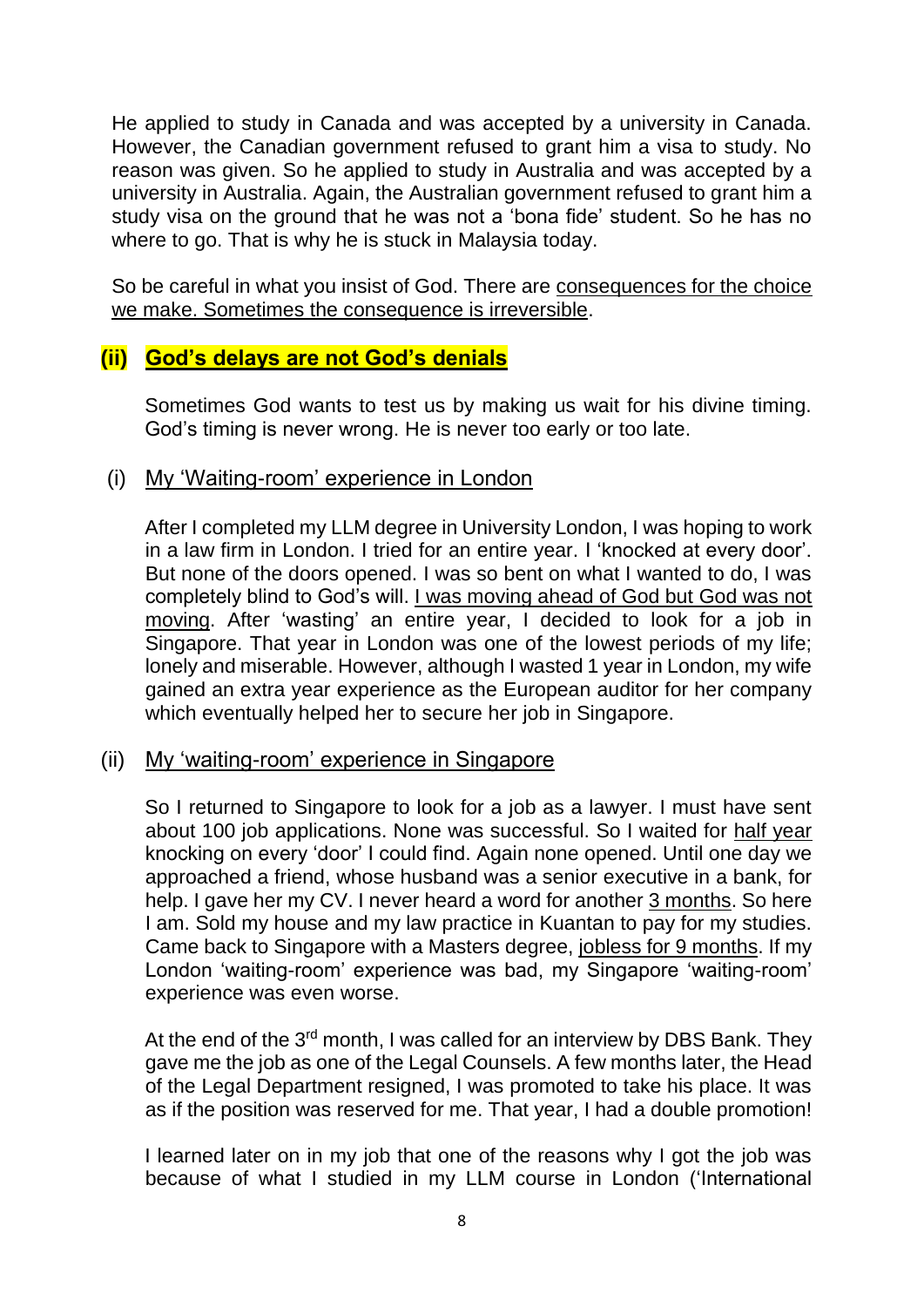He applied to study in Canada and was accepted by a university in Canada. However, the Canadian government refused to grant him a visa to study. No reason was given. So he applied to study in Australia and was accepted by a university in Australia. Again, the Australian government refused to grant him a study visa on the ground that he was not a 'bona fide' student. So he has no where to go. That is why he is stuck in Malaysia today.

So be careful in what you insist of God. There are consequences for the choice we make. Sometimes the consequence is irreversible.

## (ii) God's delays are not God's denials

Sometimes God wants to test us by making us wait for his divine timing. God's timing is never wrong. He is never too early or too late.

### (i) My 'Waiting-room' experience in London

After I completed my LLM degree in University London, I was hoping to work in a law firm in London. I tried for an entire year. I 'knocked at every door'. But none of the doors opened. I was so bent on what I wanted to do, I was completely blind to God's will. I was moving ahead of God but God was not moving. After 'wasting' an entire year, I decided to look for a job in Singapore. That year in London was one of the lowest periods of my life; lonely and miserable. However, although I wasted 1 year in London, my wife gained an extra year experience as the European auditor for her company which eventually helped her to secure her job in Singapore.

### (ii) My 'waiting-room' experience in Singapore

So I returned to Singapore to look for a job as a lawyer. I must have sent about 100 job applications. None was successful. So I waited for half year knocking on every 'door' I could find. Again none opened. Until one day we approached a friend, whose husband was a senior executive in a bank, for help. I gave her my CV. I never heard a word for another 3 months. So here I am. Sold my house and my law practice in Kuantan to pay for my studies. Came back to Singapore with a Masters degree, jobless for 9 months. If my London 'waiting-room' experience was bad, my Singapore 'waiting-room' experience was even worse.

At the end of the 3rd month, I was called for an interview by DBS Bank. They gave me the job as one of the Legal Counsels. A few months later, the Head of the Legal Department resigned, I was promoted to take his place. It was as if the position was reserved for me. That year, I had a double promotion!

I learned later on in my job that one of the reasons why I got the job was because of what I studied in my LLM course in London ('International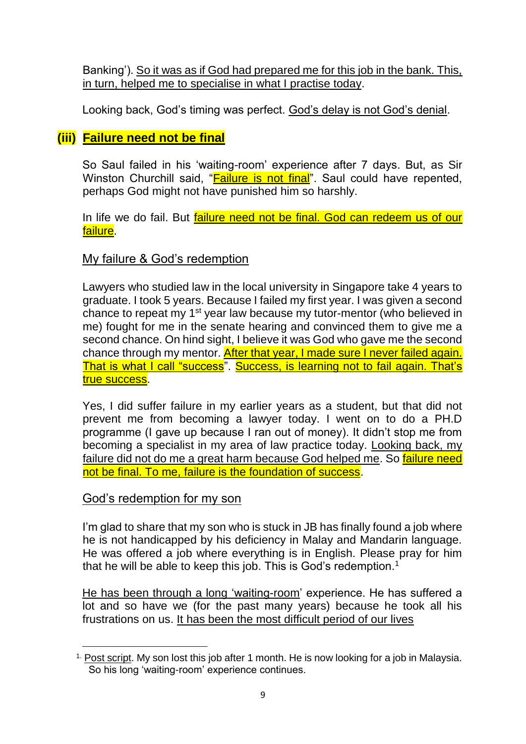Banking'). So it was as if God had prepared me for this job in the bank. This, in turn, helped me to specialise in what I practise today.

Looking back, God's timing was perfect. God's delay is not God's denial.

### (iii) Failure need not be final

So Saul failed in his 'waiting-room' experience after 7 days. But, as Sir Winston Churchill said, "Failure is not final". Saul could have repented, perhaps God might not have punished him so harshly.

In life we do fail. But failure need not be final. God can redeem us of our failure.

#### My failure & God's redemption

Lawyers who studied law in the local university in Singapore take 4 years to graduate. I took 5 years. Because I failed my first year. I was given a second chance to repeat my 1st year law because my tutor-mentor (who believed in me) fought for me in the senate hearing and convinced them to give me a second chance. On hind sight, I believe it was God who gave me the second chance through my mentor. After that year, I made sure I never failed again. That is what I call "success". Success, is learning not to fail again. That's true success.

Yes, I did suffer failure in my earlier years as a student, but that did not prevent me from becoming a lawyer today. I went on to do a PH.D programme (I gave up because I ran out of money). It didn't stop me from becoming a specialist in my area of law practice today. Looking back, my failure did not do me a great harm because God helped me. So failure need not be final. To me, failure is the foundation of success.

#### God's redemption for my son

I'm glad to share that my son who is stuck in JB has finally found a job where he is not handicapped by his deficiency in Malay and Mandarin language. He was offered a job where everything is in English. Please pray for him that he will be able to keep this job. This is God's redemption.[1]

He has been through a long 'waiting-room' experience. He has suffered a lot and so have we (for the past many years) because he took all his frustrations on us. It has been the most difficult period of our lives

---

[1] Post script. My son lost this job after 1 month. He is now looking for a job in Malaysia. So his long 'waiting-room' experience continues.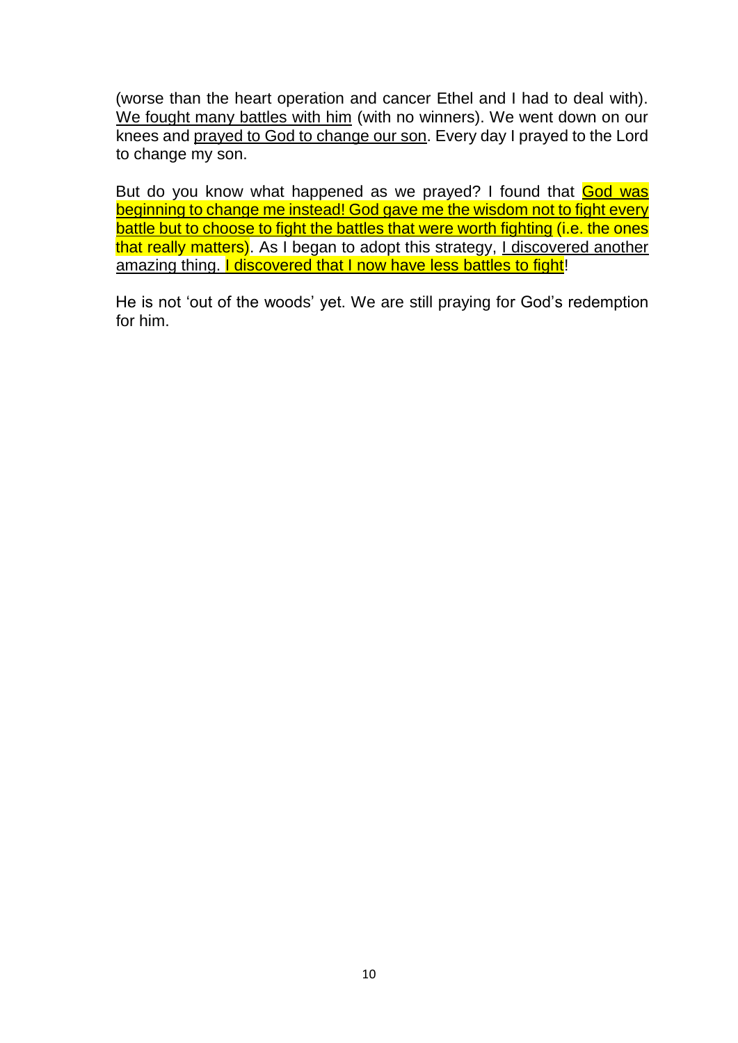(worse than the heart operation and cancer Ethel and I had to deal with). We fought many battles with him (with no winners). We went down on our knees and prayed to God to change our son. Every day I prayed to the Lord to change my son.

But do you know what happened as we prayed? I found that God was beginning to change me instead! God gave me the wisdom not to fight every battle but to choose to fight the battles that were worth fighting (i.e. the ones that really matters). As I began to adopt this strategy, I discovered another amazing thing. I discovered that I now have less battles to fight!

He is not 'out of the woods' yet. We are still praying for God's redemption for him.